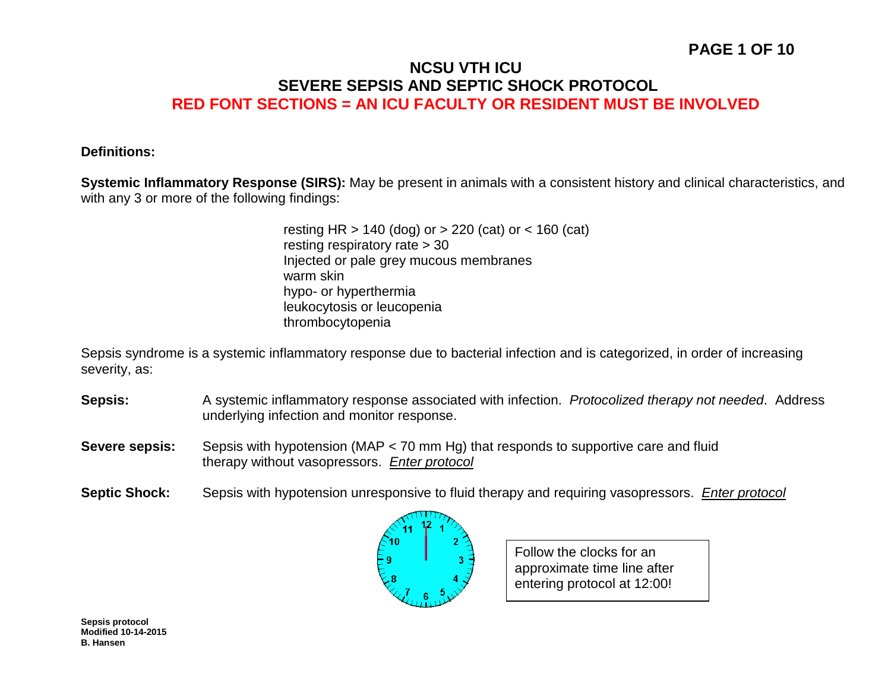# NCSU VTH ICU
# SEVERE SEPSIS AND SEPTIC SHOCK PROTOCOL
## RED FONT SECTIONS = AN ICU FACULTY OR RESIDENT MUST BE INVOLVED

**Definitions:**

**Systemic Inflammatory Response (SIRS):** May be present in animals with a consistent history and clinical characteristics, and with any 3 or more of the following findings:

- resting HR > 140 (dog) or > 220 (cat) or < 160 (cat)
- resting respiratory rate > 30
- Injected or pale grey mucous membranes
- warm skin
- hypo- or hyperthermia
- leukocytosis or leucopenia
- thrombocytopenia

Sepsis syndrome is a systemic inflammatory response due to bacterial infection and is categorized, in order of increasing severity, as:

**Sepsis:** A systemic inflammatory response associated with infection. *Protocolized therapy not needed*. Address underlying infection and monitor response.

**Severe sepsis:** Sepsis with hypotension (MAP < 70 mm Hg) that responds to supportive care and fluid therapy without vasopressors. *Enter protocol*

**Septic Shock:** Sepsis with hypotension unresponsive to fluid therapy and requiring vasopressors. *Enter protocol*

Follow the clocks for an approximate time line after entering protocol at 12:00!

**Sepsis protocol**
**Modified 10-14-2015**
**B. Hansen**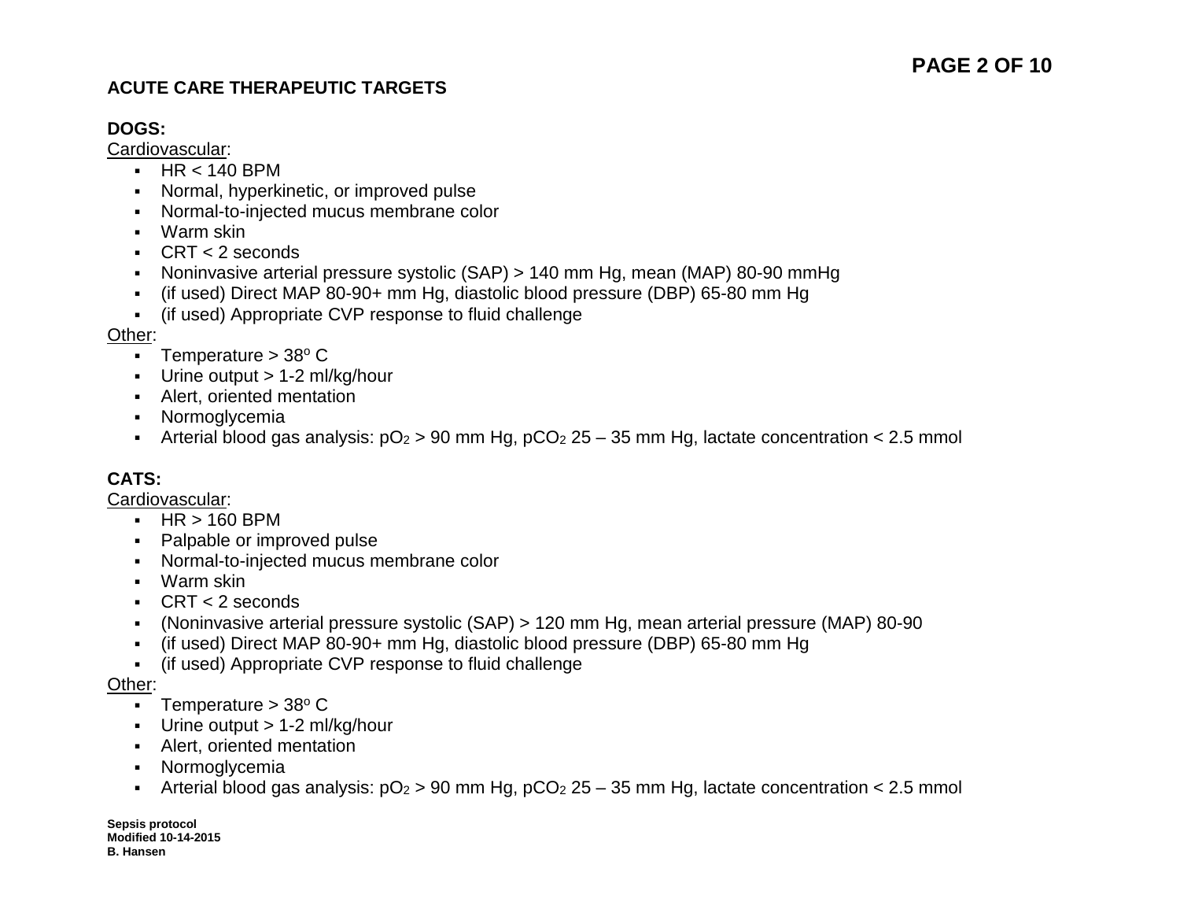## ACUTE CARE THERAPEUTIC TARGETS

### DOGS:

Cardiovascular:

- HR < 140 BPM
- Normal, hyperkinetic, or improved pulse
- Normal-to-injected mucus membrane color
- Warm skin
- CRT < 2 seconds
- Noninvasive arterial pressure systolic (SAP) > 140 mm Hg, mean (MAP) 80-90 mmHg
- (if used) Direct MAP 80-90+ mm Hg, diastolic blood pressure (DBP) 65-80 mm Hg
- (if used) Appropriate CVP response to fluid challenge

Other:

- Temperature > 38$^o$ C
- Urine output > 1-2 ml/kg/hour
- Alert, oriented mentation
- Normoglycemia
- Arterial blood gas analysis: $pO_2$ > 90 mm Hg, $pCO_2$ 25 – 35 mm Hg, lactate concentration < 2.5 mmol

### CATS:

Cardiovascular:

- HR > 160 BPM
- Palpable or improved pulse
- Normal-to-injected mucus membrane color
- Warm skin
- CRT < 2 seconds
- (Noninvasive arterial pressure systolic (SAP) > 120 mm Hg, mean arterial pressure (MAP) 80-90
- (if used) Direct MAP 80-90+ mm Hg, diastolic blood pressure (DBP) 65-80 mm Hg
- (if used) Appropriate CVP response to fluid challenge

Other:

- Temperature > 38$^o$ C
- Urine output > 1-2 ml/kg/hour
- Alert, oriented mentation
- Normoglycemia
- Arterial blood gas analysis: $pO_2$ > 90 mm Hg, $pCO_2$ 25 – 35 mm Hg, lactate concentration < 2.5 mmol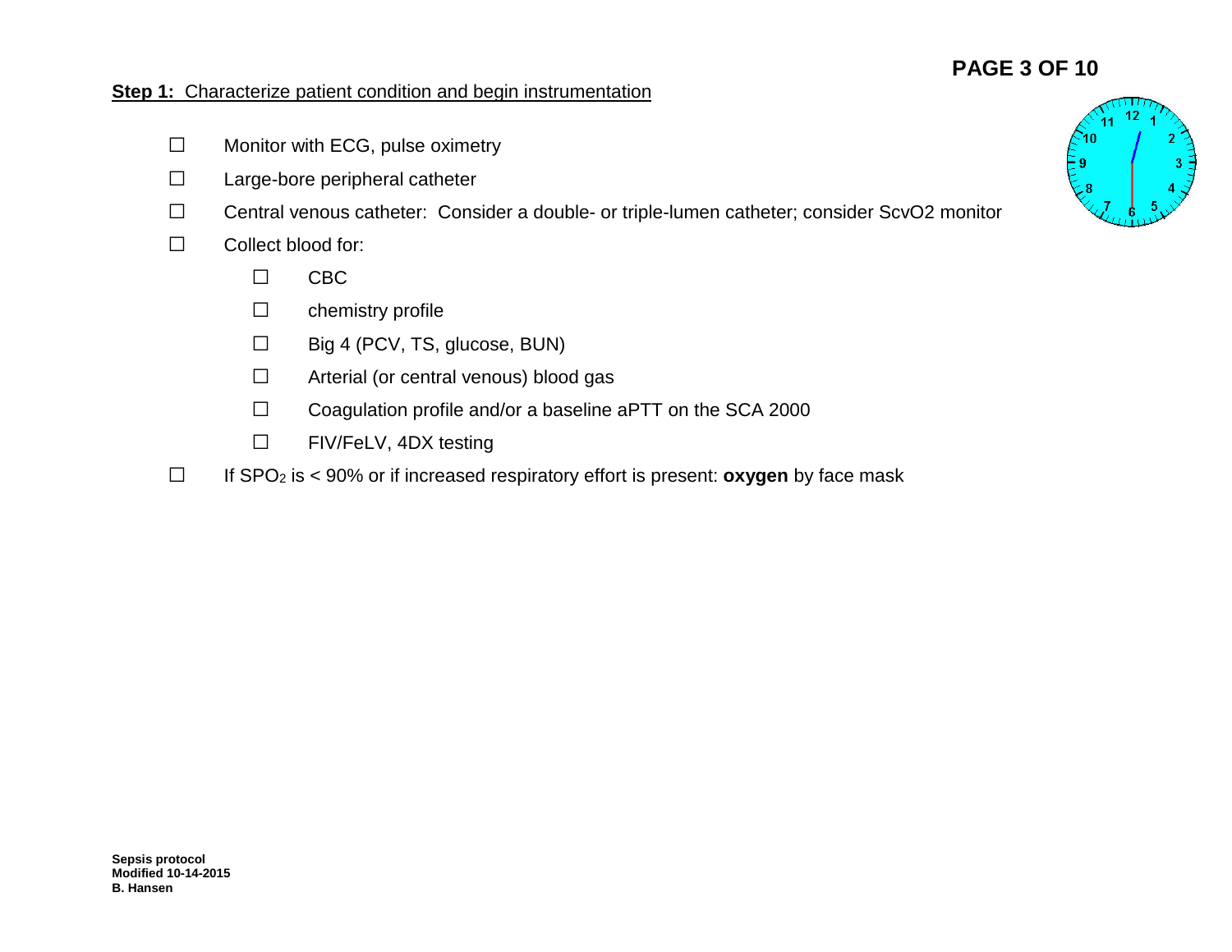**Step 1:** Characterize patient condition and begin instrumentation

- ☐ Monitor with ECG, pulse oximetry
- ☐ Large-bore peripheral catheter
- ☐ Central venous catheter: Consider a double- or triple-lumen catheter; consider ScvO2 monitor
- ☐ Collect blood for:
  - ☐ CBC
  - ☐ chemistry profile
  - ☐ Big 4 (PCV, TS, glucose, BUN)
  - ☐ Arterial (or central venous) blood gas
  - ☐ Coagulation profile and/or a baseline aPTT on the SCA 2000
  - ☐ FIV/FeLV, 4DX testing
- ☐ If $SPO_2$ is < 90% or if increased respiratory effort is present: **oxygen** by face mask

**Sepsis protocol**
**Modified 10-14-2015**
**B. Hansen**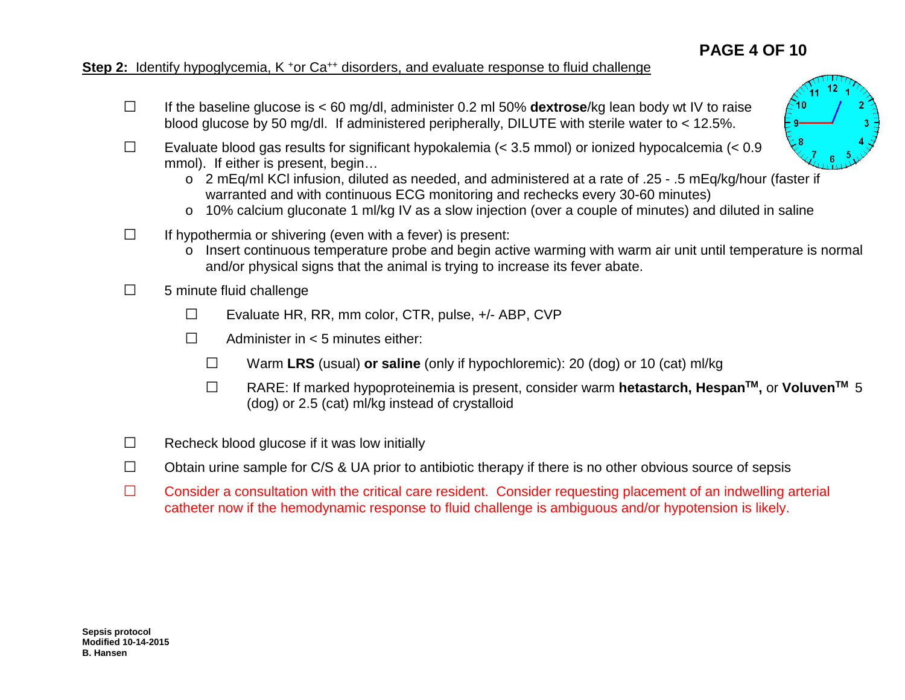**Step 2:** Identify hypoglycemia, $K^+$ or $Ca^{++}$ disorders, and evaluate response to fluid challenge

- ☐ If the baseline glucose is < 60 mg/dl, administer 0.2 ml 50% **dextrose**/kg lean body wt IV to raise blood glucose by 50 mg/dl. If administered peripherally, DILUTE with sterile water to < 12.5%.
- ☐ Evaluate blood gas results for significant hypokalemia (< 3.5 mmol) or ionized hypocalcemia (< 0.9 mmol). If either is present, begin…
  - o 2 mEq/ml KCl infusion, diluted as needed, and administered at a rate of .25 - .5 mEq/kg/hour (faster if warranted and with continuous ECG monitoring and rechecks every 30-60 minutes)
  - o 10% calcium gluconate 1 ml/kg IV as a slow injection (over a couple of minutes) and diluted in saline
- ☐ If hypothermia or shivering (even with a fever) is present:
  - o Insert continuous temperature probe and begin active warming with warm air unit until temperature is normal and/or physical signs that the animal is trying to increase its fever abate.
- ☐ 5 minute fluid challenge
  - ☐ Evaluate HR, RR, mm color, CTR, pulse, +/- ABP, CVP
  - ☐ Administer in < 5 minutes either:
    - ☐ Warm **LRS** (usual) **or saline** (only if hypochloremic): 20 (dog) or 10 (cat) ml/kg
    - ☐ RARE: If marked hypoproteinemia is present, consider warm **hetastarch, Hespan™,** or **Voluven™** 5 (dog) or 2.5 (cat) ml/kg instead of crystalloid
- ☐ Recheck blood glucose if it was low initially
- ☐ Obtain urine sample for C/S & UA prior to antibiotic therapy if there is no other obvious source of sepsis
- ☐ Consider a consultation with the critical care resident. Consider requesting placement of an indwelling arterial catheter now if the hemodynamic response to fluid challenge is ambiguous and/or hypotension is likely.

**Sepsis protocol**
**Modified 10-14-2015**
**B. Hansen**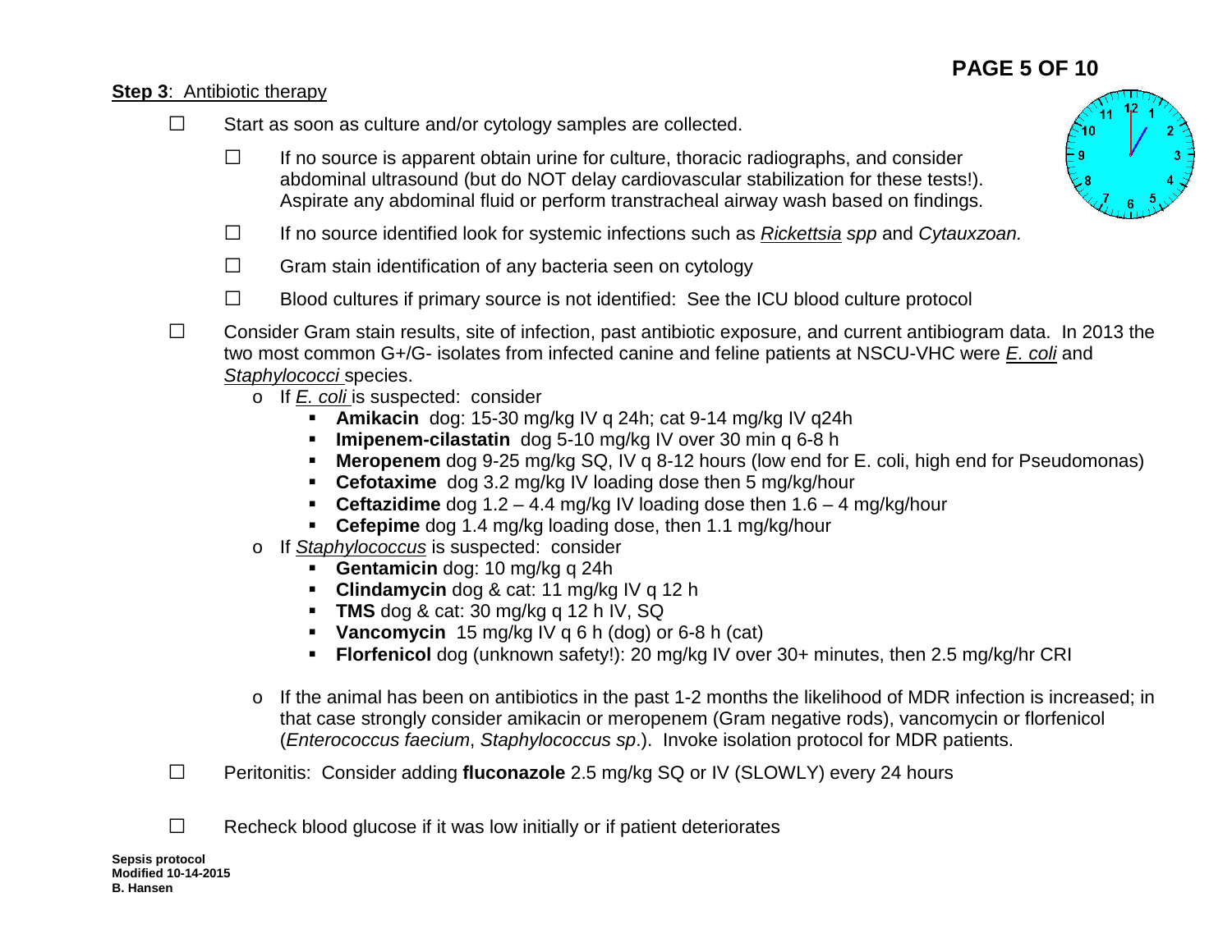**Step 3**: Antibiotic therapy

- ☐ Start as soon as culture and/or cytology samples are collected.
  - ☐ If no source is apparent obtain urine for culture, thoracic radiographs, and consider abdominal ultrasound (but do NOT delay cardiovascular stabilization for these tests!). Aspirate any abdominal fluid or perform transtracheal airway wash based on findings.
  - ☐ If no source identified look for systemic infections such as *Rickettsia* spp and *Cytauxzoan.*
  - ☐ Gram stain identification of any bacteria seen on cytology
  - ☐ Blood cultures if primary source is not identified: See the ICU blood culture protocol
- ☐ Consider Gram stain results, site of infection, past antibiotic exposure, and current antibiogram data. In 2013 the two most common G+/G- isolates from infected canine and feline patients at NSCU-VHC were *E. coli* and *Staphylococci* species.
  - If *E. coli* is suspected: consider
    - **Amikacin** dog: 15-30 mg/kg IV q 24h; cat 9-14 mg/kg IV q24h
    - **Imipenem-cilastatin** dog 5-10 mg/kg IV over 30 min q 6-8 h
    - **Meropenem** dog 9-25 mg/kg SQ, IV q 8-12 hours (low end for E. coli, high end for Pseudomonas)
    - **Cefotaxime** dog 3.2 mg/kg IV loading dose then 5 mg/kg/hour
    - **Ceftazidime** dog 1.2 – 4.4 mg/kg IV loading dose then 1.6 – 4 mg/kg/hour
    - **Cefepime** dog 1.4 mg/kg loading dose, then 1.1 mg/kg/hour
  - If *Staphylococcus* is suspected: consider
    - **Gentamicin** dog: 10 mg/kg q 24h
    - **Clindamycin** dog & cat: 11 mg/kg IV q 12 h
    - **TMS** dog & cat: 30 mg/kg q 12 h IV, SQ
    - **Vancomycin** 15 mg/kg IV q 6 h (dog) or 6-8 h (cat)
    - **Florfenicol** dog (unknown safety!): 20 mg/kg IV over 30+ minutes, then 2.5 mg/kg/hr CRI
  - If the animal has been on antibiotics in the past 1-2 months the likelihood of MDR infection is increased; in that case strongly consider amikacin or meropenem (Gram negative rods), vancomycin or florfenicol (*Enterococcus faecium*, *Staphylococcus sp*.). Invoke isolation protocol for MDR patients.
- ☐ Peritonitis: Consider adding **fluconazole** 2.5 mg/kg SQ or IV (SLOWLY) every 24 hours
- ☐ Recheck blood glucose if it was low initially or if patient deteriorates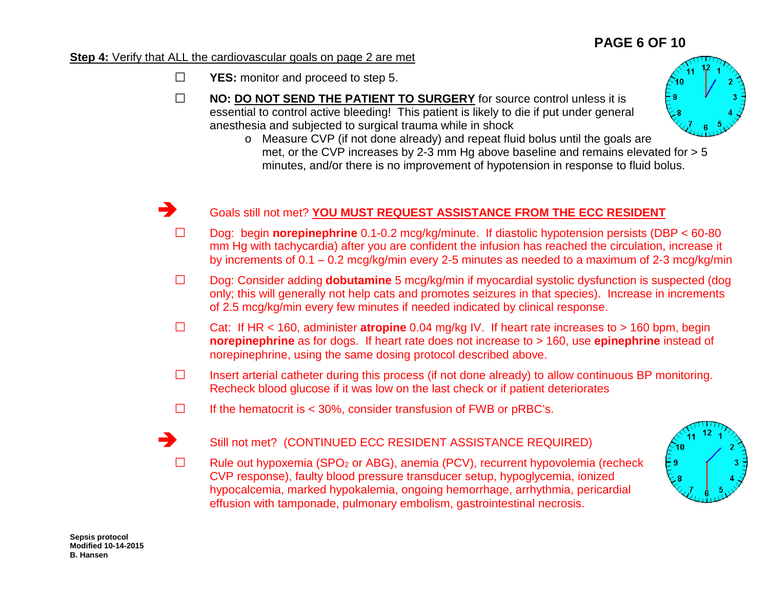**Step 4:** Verify that ALL the cardiovascular goals on page 2 are met

- ☐ **YES:** monitor and proceed to step 5.
- ☐ **NO: DO NOT SEND THE PATIENT TO SURGERY** for source control unless it is essential to control active bleeding! This patient is likely to die if put under general anesthesia and subjected to surgical trauma while in shock
  - Measure CVP (if not done already) and repeat fluid bolus until the goals are met, or the CVP increases by 2-3 mm Hg above baseline and remains elevated for > 5 minutes, and/or there is no improvement of hypotension in response to fluid bolus.

➔ Goals still not met? **YOU MUST REQUEST ASSISTANCE FROM THE ECC RESIDENT**

- ☐ Dog: begin **norepinephrine** 0.1-0.2 mcg/kg/minute. If diastolic hypotension persists (DBP < 60-80 mm Hg with tachycardia) after you are confident the infusion has reached the circulation, increase it by increments of 0.1 – 0.2 mcg/kg/min every 2-5 minutes as needed to a maximum of 2-3 mcg/kg/min
- ☐ Dog: Consider adding **dobutamine** 5 mcg/kg/min if myocardial systolic dysfunction is suspected (dog only; this will generally not help cats and promotes seizures in that species). Increase in increments of 2.5 mcg/kg/min every few minutes if needed indicated by clinical response.
- ☐ Cat: If HR < 160, administer **atropine** 0.04 mg/kg IV. If heart rate increases to > 160 bpm, begin **norepinephrine** as for dogs. If heart rate does not increase to > 160, use **epinephrine** instead of norepinephrine, using the same dosing protocol described above.
- ☐ Insert arterial catheter during this process (if not done already) to allow continuous BP monitoring. Recheck blood glucose if it was low on the last check or if patient deteriorates
- ☐ If the hematocrit is < 30%, consider transfusion of FWB or pRBC's.

➔ Still not met? (CONTINUED ECC RESIDENT ASSISTANCE REQUIRED)

- ☐ Rule out hypoxemia ($SPO_2$ or ABG), anemia (PCV), recurrent hypovolemia (recheck CVP response), faulty blood pressure transducer setup, hypoglycemia, ionized hypocalcemia, marked hypokalemia, ongoing hemorrhage, arrhythmia, pericardial effusion with tamponade, pulmonary embolism, gastrointestinal necrosis.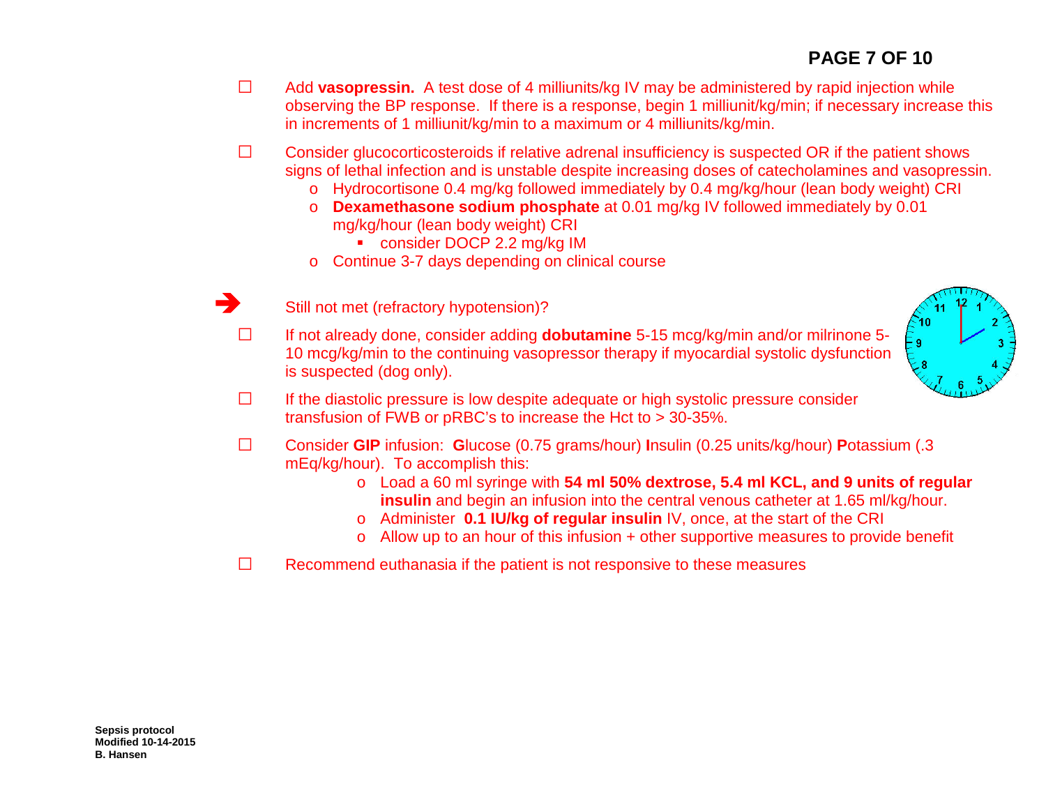☐ Add **vasopressin.** A test dose of 4 milliunits/kg IV may be administered by rapid injection while observing the BP response. If there is a response, begin 1 milliunit/kg/min; if necessary increase this in increments of 1 milliunit/kg/min to a maximum or 4 milliunits/kg/min.

☐ Consider glucocorticosteroids if relative adrenal insufficiency is suspected OR if the patient shows signs of lethal infection and is unstable despite increasing doses of catecholamines and vasopressin.

- Hydrocortisone 0.4 mg/kg followed immediately by 0.4 mg/kg/hour (lean body weight) CRI
- **Dexamethasone sodium phosphate** at 0.01 mg/kg IV followed immediately by 0.01 mg/kg/hour (lean body weight) CRI
  - consider DOCP 2.2 mg/kg IM
- Continue 3-7 days depending on clinical course

➔ Still not met (refractory hypotension)?

☐ If not already done, consider adding **dobutamine** 5-15 mcg/kg/min and/or milrinone 5-10 mcg/kg/min to the continuing vasopressor therapy if myocardial systolic dysfunction is suspected (dog only).

☐ If the diastolic pressure is low despite adequate or high systolic pressure consider transfusion of FWB or pRBC's to increase the Hct to > 30-35%.

☐ Consider **GIP** infusion: **G**lucose (0.75 grams/hour) **I**nsulin (0.25 units/kg/hour) **P**otassium (.3 mEq/kg/hour). To accomplish this:

- Load a 60 ml syringe with **54 ml 50% dextrose, 5.4 ml KCL, and 9 units of regular insulin** and begin an infusion into the central venous catheter at 1.65 ml/kg/hour.
- Administer **0.1 IU/kg of regular insulin** IV, once, at the start of the CRI
- Allow up to an hour of this infusion + other supportive measures to provide benefit

☐ Recommend euthanasia if the patient is not responsive to these measures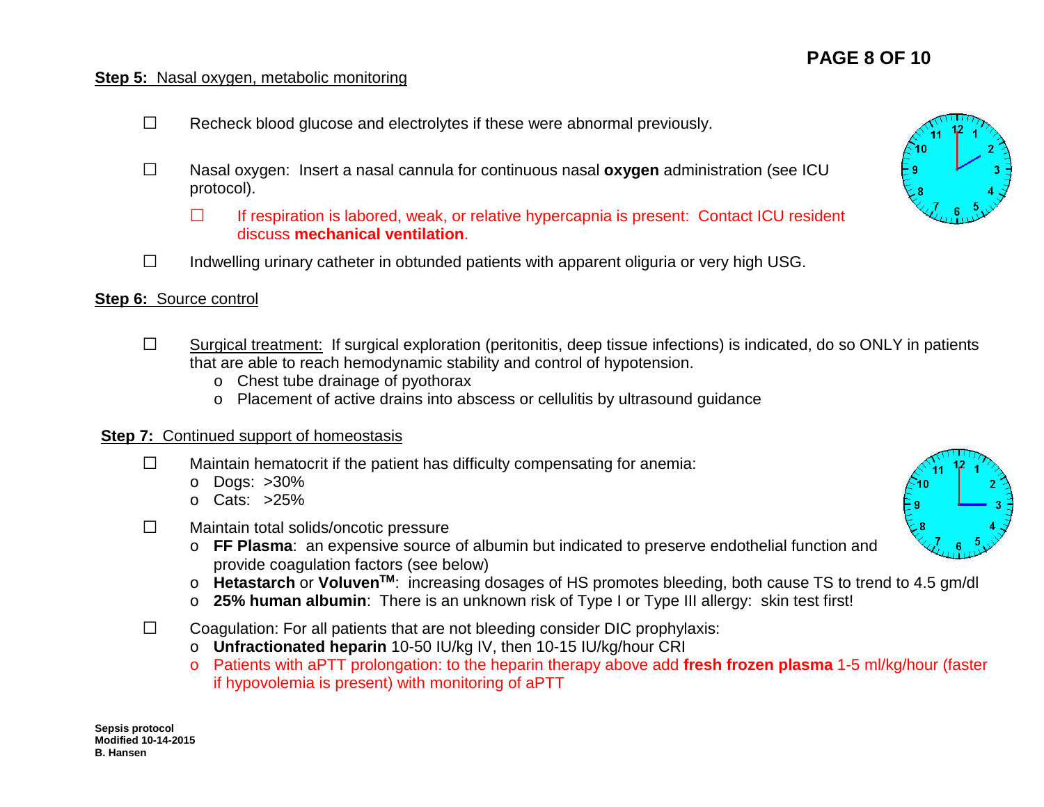**Step 5:** Nasal oxygen, metabolic monitoring

- ☐ Recheck blood glucose and electrolytes if these were abnormal previously.
- ☐ Nasal oxygen: Insert a nasal cannula for continuous nasal **oxygen** administration (see ICU protocol).
  - ☐ If respiration is labored, weak, or relative hypercapnia is present: Contact ICU resident discuss **mechanical ventilation**.
- ☐ Indwelling urinary catheter in obtunded patients with apparent oliguria or very high USG.

**Step 6:** Source control

- ☐ Surgical treatment: If surgical exploration (peritonitis, deep tissue infections) is indicated, do so ONLY in patients that are able to reach hemodynamic stability and control of hypotension.
  - Chest tube drainage of pyothorax
  - Placement of active drains into abscess or cellulitis by ultrasound guidance

**Step 7:** Continued support of homeostasis

- ☐ Maintain hematocrit if the patient has difficulty compensating for anemia:
  - Dogs: >30%
  - Cats: >25%
- ☐ Maintain total solids/oncotic pressure
  - **FF Plasma**: an expensive source of albumin but indicated to preserve endothelial function and provide coagulation factors (see below)
  - **Hetastarch** or **Voluven™**: increasing dosages of HS promotes bleeding, both cause TS to trend to 4.5 gm/dl
  - **25% human albumin**: There is an unknown risk of Type I or Type III allergy: skin test first!
- ☐ Coagulation: For all patients that are not bleeding consider DIC prophylaxis:
  - **Unfractionated heparin** 10-50 IU/kg IV, then 10-15 IU/kg/hour CRI
  - Patients with aPTT prolongation: to the heparin therapy above add **fresh frozen plasma** 1-5 ml/kg/hour (faster if hypovolemia is present) with monitoring of aPTT

**Sepsis protocol**
**Modified 10-14-2015**
**B. Hansen**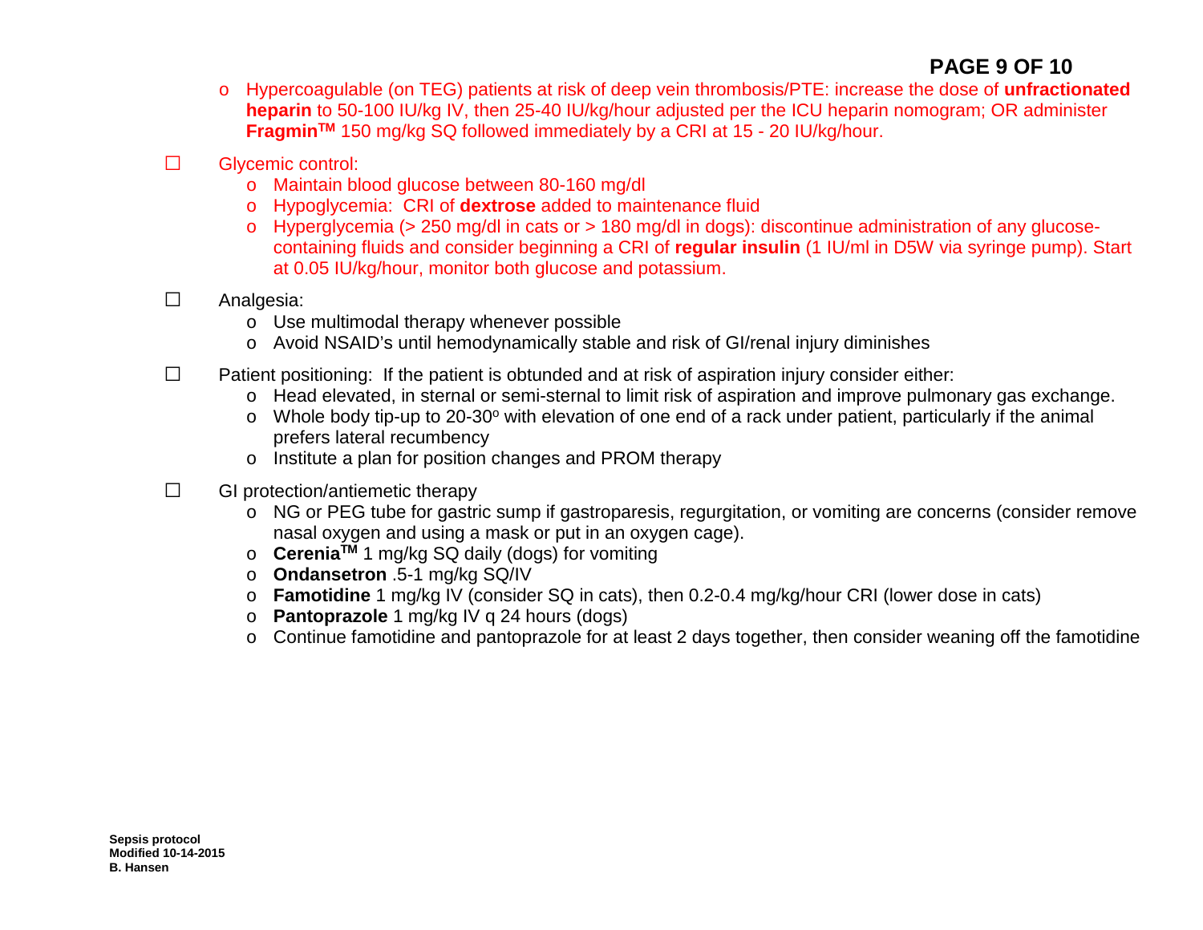- Hypercoagulable (on TEG) patients at risk of deep vein thrombosis/PTE: increase the dose of **unfractionated heparin** to 50-100 IU/kg IV, then 25-40 IU/kg/hour adjusted per the ICU heparin nomogram; OR administer **Fragmin™** 150 mg/kg SQ followed immediately by a CRI at 15 - 20 IU/kg/hour.

☐ Glycemic control:

- Maintain blood glucose between 80-160 mg/dl
- Hypoglycemia: CRI of **dextrose** added to maintenance fluid
- Hyperglycemia (> 250 mg/dl in cats or > 180 mg/dl in dogs): discontinue administration of any glucose-containing fluids and consider beginning a CRI of **regular insulin** (1 IU/ml in D5W via syringe pump). Start at 0.05 IU/kg/hour, monitor both glucose and potassium.

☐ Analgesia:

- Use multimodal therapy whenever possible
- Avoid NSAID's until hemodynamically stable and risk of GI/renal injury diminishes

☐ Patient positioning: If the patient is obtunded and at risk of aspiration injury consider either:

- Head elevated, in sternal or semi-sternal to limit risk of aspiration and improve pulmonary gas exchange.
- Whole body tip-up to 20-30° with elevation of one end of a rack under patient, particularly if the animal prefers lateral recumbency
- Institute a plan for position changes and PROM therapy

☐ GI protection/antiemetic therapy

- NG or PEG tube for gastric sump if gastroparesis, regurgitation, or vomiting are concerns (consider remove nasal oxygen and using a mask or put in an oxygen cage).
- **Cerenia™** 1 mg/kg SQ daily (dogs) for vomiting
- **Ondansetron** .5-1 mg/kg SQ/IV
- **Famotidine** 1 mg/kg IV (consider SQ in cats), then 0.2-0.4 mg/kg/hour CRI (lower dose in cats)
- **Pantoprazole** 1 mg/kg IV q 24 hours (dogs)
- Continue famotidine and pantoprazole for at least 2 days together, then consider weaning off the famotidine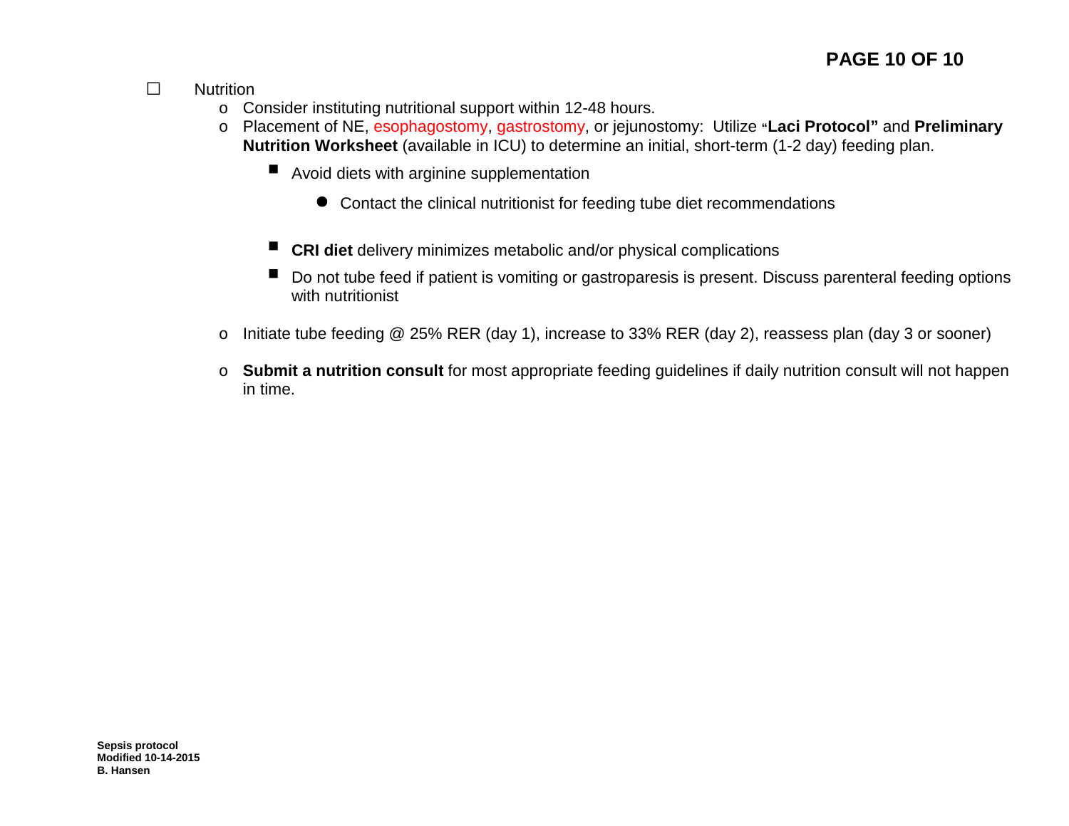- ☐ Nutrition
  - Consider instituting nutritional support within 12-48 hours.
  - Placement of NE, esophagostomy, gastrostomy, or jejunostomy: Utilize "**Laci Protocol"** and **Preliminary Nutrition Worksheet** (available in ICU) to determine an initial, short-term (1-2 day) feeding plan.
    - Avoid diets with arginine supplementation
      - Contact the clinical nutritionist for feeding tube diet recommendations
    - **CRI diet** delivery minimizes metabolic and/or physical complications
    - Do not tube feed if patient is vomiting or gastroparesis is present. Discuss parenteral feeding options with nutritionist
  - Initiate tube feeding @ 25% RER (day 1), increase to 33% RER (day 2), reassess plan (day 3 or sooner)
  - **Submit a nutrition consult** for most appropriate feeding guidelines if daily nutrition consult will not happen in time.

**Sepsis protocol**
**Modified 10-14-2015**
**B. Hansen**